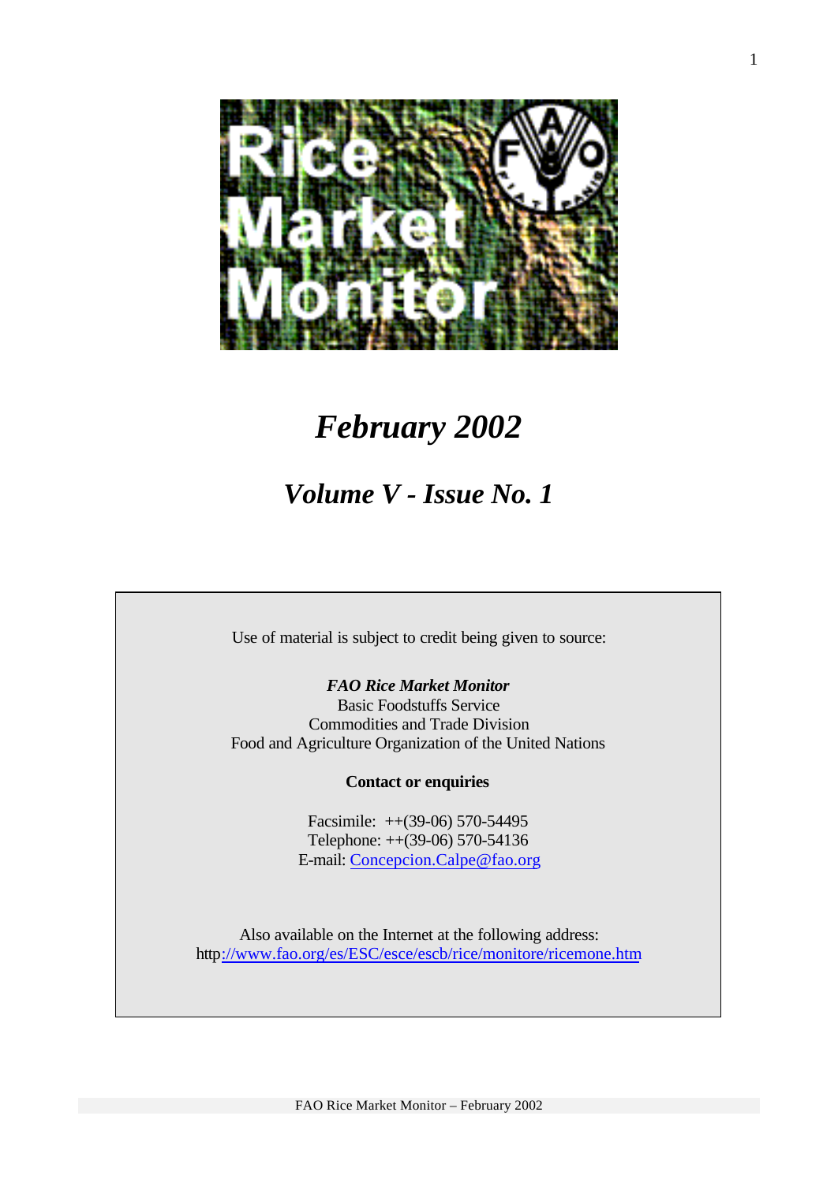# February 2002

## Volume V - Issue No. 1

Use of material is subject to credit being given to source:

***FAO Rice Market Monitor***
Basic Foodstuffs Service
Commodities and Trade Division
Food and Agriculture Organization of the United Nations

**Contact or enquiries**

Facsimile: ++(39-06) 570-54495
Telephone: ++(39-06) 570-54136
E-mail: Concepcion.Calpe@fao.org

Also available on the Internet at the following address:
http://www.fao.org/es/ESC/esce/escb/rice/monitore/ricemone.htm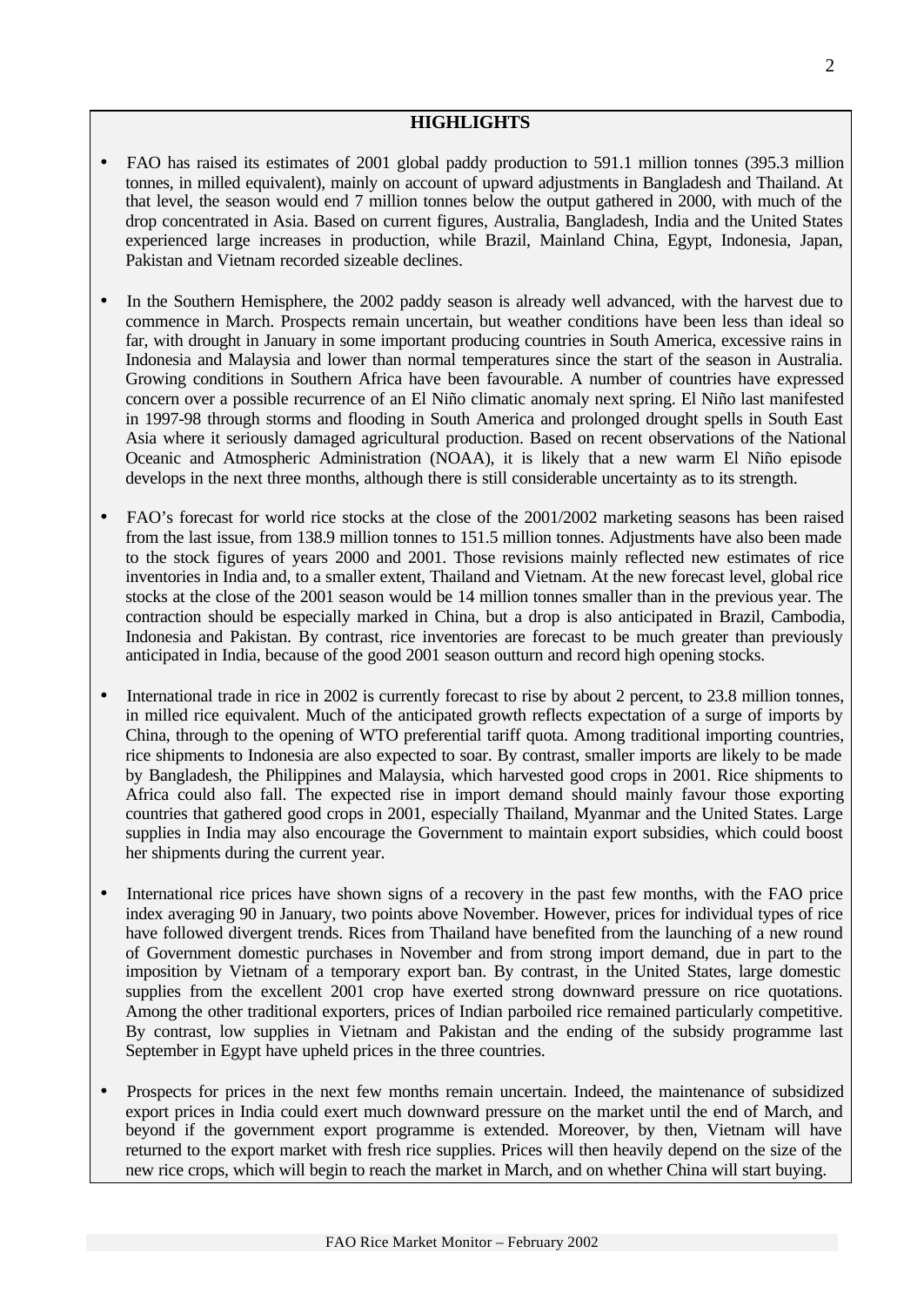## HIGHLIGHTS

- FAO has raised its estimates of 2001 global paddy production to 591.1 million tonnes (395.3 million tonnes, in milled equivalent), mainly on account of upward adjustments in Bangladesh and Thailand. At that level, the season would end 7 million tonnes below the output gathered in 2000, with much of the drop concentrated in Asia. Based on current figures, Australia, Bangladesh, India and the United States experienced large increases in production, while Brazil, Mainland China, Egypt, Indonesia, Japan, Pakistan and Vietnam recorded sizeable declines.

- In the Southern Hemisphere, the 2002 paddy season is already well advanced, with the harvest due to commence in March. Prospects remain uncertain, but weather conditions have been less than ideal so far, with drought in January in some important producing countries in South America, excessive rains in Indonesia and Malaysia and lower than normal temperatures since the start of the season in Australia. Growing conditions in Southern Africa have been favourable. A number of countries have expressed concern over a possible recurrence of an El Niño climatic anomaly next spring. El Niño last manifested in 1997-98 through storms and flooding in South America and prolonged drought spells in South East Asia where it seriously damaged agricultural production. Based on recent observations of the National Oceanic and Atmospheric Administration (NOAA), it is likely that a new warm El Niño episode develops in the next three months, although there is still considerable uncertainty as to its strength.

- FAO's forecast for world rice stocks at the close of the 2001/2002 marketing seasons has been raised from the last issue, from 138.9 million tonnes to 151.5 million tonnes. Adjustments have also been made to the stock figures of years 2000 and 2001. Those revisions mainly reflected new estimates of rice inventories in India and, to a smaller extent, Thailand and Vietnam. At the new forecast level, global rice stocks at the close of the 2001 season would be 14 million tonnes smaller than in the previous year. The contraction should be especially marked in China, but a drop is also anticipated in Brazil, Cambodia, Indonesia and Pakistan. By contrast, rice inventories are forecast to be much greater than previously anticipated in India, because of the good 2001 season outturn and record high opening stocks.

- International trade in rice in 2002 is currently forecast to rise by about 2 percent, to 23.8 million tonnes, in milled rice equivalent. Much of the anticipated growth reflects expectation of a surge of imports by China, through to the opening of WTO preferential tariff quota. Among traditional importing countries, rice shipments to Indonesia are also expected to soar. By contrast, smaller imports are likely to be made by Bangladesh, the Philippines and Malaysia, which harvested good crops in 2001. Rice shipments to Africa could also fall. The expected rise in import demand should mainly favour those exporting countries that gathered good crops in 2001, especially Thailand, Myanmar and the United States. Large supplies in India may also encourage the Government to maintain export subsidies, which could boost her shipments during the current year.

- International rice prices have shown signs of a recovery in the past few months, with the FAO price index averaging 90 in January, two points above November. However, prices for individual types of rice have followed divergent trends. Rices from Thailand have benefited from the launching of a new round of Government domestic purchases in November and from strong import demand, due in part to the imposition by Vietnam of a temporary export ban. By contrast, in the United States, large domestic supplies from the excellent 2001 crop have exerted strong downward pressure on rice quotations. Among the other traditional exporters, prices of Indian parboiled rice remained particularly competitive. By contrast, low supplies in Vietnam and Pakistan and the ending of the subsidy programme last September in Egypt have upheld prices in the three countries.

- Prospects for prices in the next few months remain uncertain. Indeed, the maintenance of subsidized export prices in India could exert much downward pressure on the market until the end of March, and beyond if the government export programme is extended. Moreover, by then, Vietnam will have returned to the export market with fresh rice supplies. Prices will then heavily depend on the size of the new rice crops, which will begin to reach the market in March, and on whether China will start buying.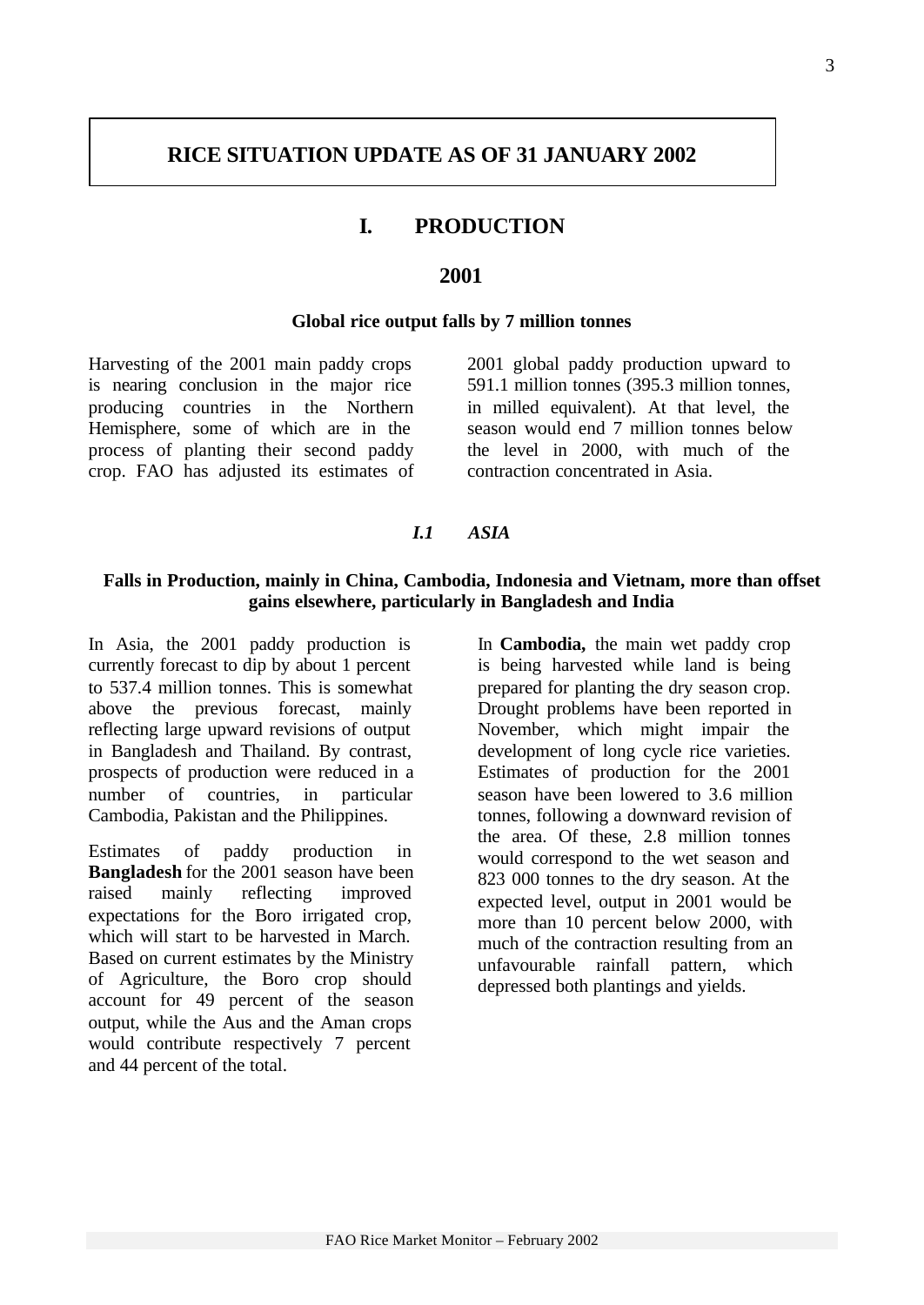# RICE SITUATION UPDATE AS OF 31 JANUARY 2002

## I. PRODUCTION

## 2001

**Global rice output falls by 7 million tonnes**

Harvesting of the 2001 main paddy crops is nearing conclusion in the major rice producing countries in the Northern Hemisphere, some of which are in the process of planting their second paddy crop. FAO has adjusted its estimates of 2001 global paddy production upward to 591.1 million tonnes (395.3 million tonnes, in milled equivalent). At that level, the season would end 7 million tonnes below the level in 2000, with much of the contraction concentrated in Asia.

### *I.1 ASIA*

**Falls in Production, mainly in China, Cambodia, Indonesia and Vietnam, more than offset gains elsewhere, particularly in Bangladesh and India**

In Asia, the 2001 paddy production is currently forecast to dip by about 1 percent to 537.4 million tonnes. This is somewhat above the previous forecast, mainly reflecting large upward revisions of output in Bangladesh and Thailand. By contrast, prospects of production were reduced in a number of countries, in particular Cambodia, Pakistan and the Philippines.

Estimates of paddy production in **Bangladesh** for the 2001 season have been raised mainly reflecting improved expectations for the Boro irrigated crop, which will start to be harvested in March. Based on current estimates by the Ministry of Agriculture, the Boro crop should account for 49 percent of the season output, while the Aus and the Aman crops would contribute respectively 7 percent and 44 percent of the total.

In **Cambodia,** the main wet paddy crop is being harvested while land is being prepared for planting the dry season crop. Drought problems have been reported in November, which might impair the development of long cycle rice varieties. Estimates of production for the 2001 season have been lowered to 3.6 million tonnes, following a downward revision of the area. Of these, 2.8 million tonnes would correspond to the wet season and 823 000 tonnes to the dry season. At the expected level, output in 2001 would be more than 10 percent below 2000, with much of the contraction resulting from an unfavourable rainfall pattern, which depressed both plantings and yields.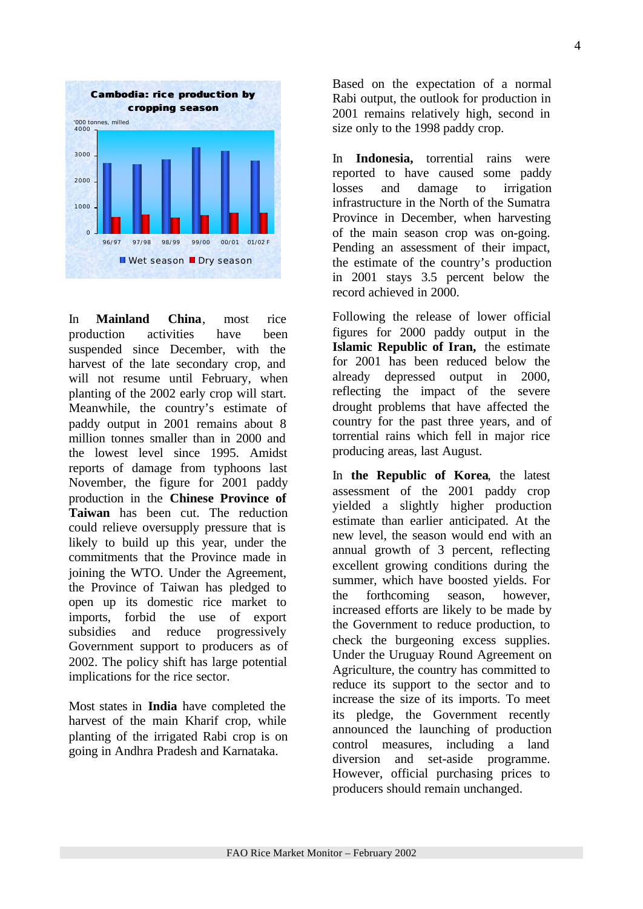**Cambodia: rice production by cropping season**

In **Mainland China**, most rice production activities have been suspended since December, with the harvest of the late secondary crop, and will not resume until February, when planting of the 2002 early crop will start. Meanwhile, the country's estimate of paddy output in 2001 remains about 8 million tonnes smaller than in 2000 and the lowest level since 1995. Amidst reports of damage from typhoons last November, the figure for 2001 paddy production in the **Chinese Province of Taiwan** has been cut. The reduction could relieve oversupply pressure that is likely to build up this year, under the commitments that the Province made in joining the WTO. Under the Agreement, the Province of Taiwan has pledged to open up its domestic rice market to imports, forbid the use of export subsidies and reduce progressively Government support to producers as of 2002. The policy shift has large potential implications for the rice sector.

Most states in **India** have completed the harvest of the main Kharif crop, while planting of the irrigated Rabi crop is on going in Andhra Pradesh and Karnataka. Based on the expectation of a normal Rabi output, the outlook for production in 2001 remains relatively high, second in size only to the 1998 paddy crop.

In **Indonesia,** torrential rains were reported to have caused some paddy losses and damage to irrigation infrastructure in the North of the Sumatra Province in December, when harvesting of the main season crop was on-going. Pending an assessment of their impact, the estimate of the country's production in 2001 stays 3.5 percent below the record achieved in 2000.

Following the release of lower official figures for 2000 paddy output in the **Islamic Republic of Iran,** the estimate for 2001 has been reduced below the already depressed output in 2000, reflecting the impact of the severe drought problems that have affected the country for the past three years, and of torrential rains which fell in major rice producing areas, last August.

In **the Republic of Korea**, the latest assessment of the 2001 paddy crop yielded a slightly higher production estimate than earlier anticipated. At the new level, the season would end with an annual growth of 3 percent, reflecting excellent growing conditions during the summer, which have boosted yields. For the forthcoming season, however, increased efforts are likely to be made by the Government to reduce production, to check the burgeoning excess supplies. Under the Uruguay Round Agreement on Agriculture, the country has committed to reduce its support to the sector and to increase the size of its imports. To meet its pledge, the Government recently announced the launching of production control measures, including a land diversion and set-aside programme. However, official purchasing prices to producers should remain unchanged.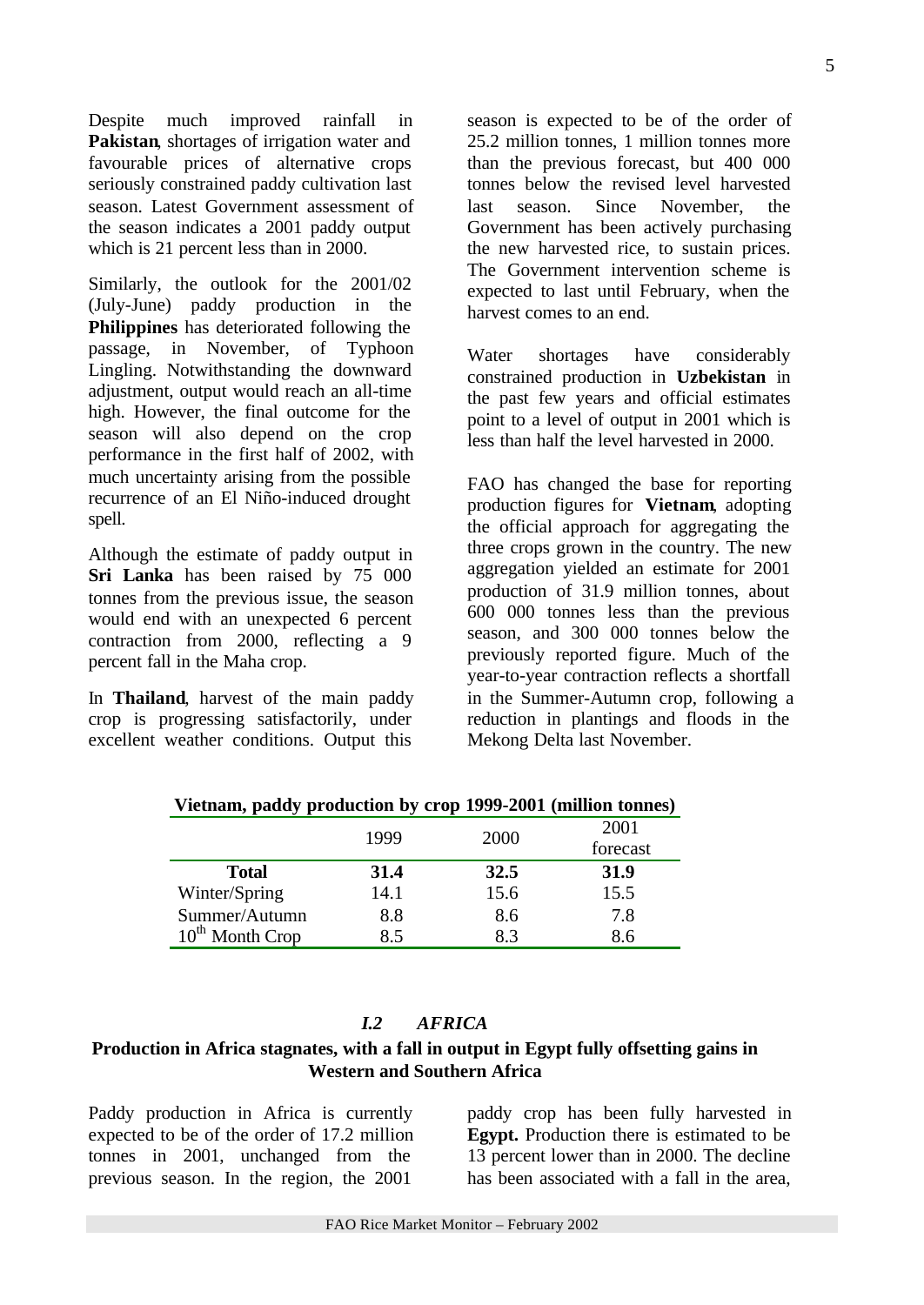Despite much improved rainfall in **Pakistan**, shortages of irrigation water and favourable prices of alternative crops seriously constrained paddy cultivation last season. Latest Government assessment of the season indicates a 2001 paddy output which is 21 percent less than in 2000.

Similarly, the outlook for the 2001/02 (July-June) paddy production in the **Philippines** has deteriorated following the passage, in November, of Typhoon Lingling. Notwithstanding the downward adjustment, output would reach an all-time high. However, the final outcome for the season will also depend on the crop performance in the first half of 2002, with much uncertainty arising from the possible recurrence of an El Niño-induced drought spell.

Although the estimate of paddy output in **Sri Lanka** has been raised by 75 000 tonnes from the previous issue, the season would end with an unexpected 6 percent contraction from 2000, reflecting a 9 percent fall in the Maha crop.

In **Thailand**, harvest of the main paddy crop is progressing satisfactorily, under excellent weather conditions. Output this season is expected to be of the order of 25.2 million tonnes, 1 million tonnes more than the previous forecast, but 400 000 tonnes below the revised level harvested last season. Since November, the Government has been actively purchasing the new harvested rice, to sustain prices. The Government intervention scheme is expected to last until February, when the harvest comes to an end.

Water shortages have considerably constrained production in **Uzbekistan** in the past few years and official estimates point to a level of output in 2001 which is less than half the level harvested in 2000.

FAO has changed the base for reporting production figures for **Vietnam**, adopting the official approach for aggregating the three crops grown in the country. The new aggregation yielded an estimate for 2001 production of 31.9 million tonnes, about 600 000 tonnes less than the previous season, and 300 000 tonnes below the previously reported figure. Much of the year-to-year contraction reflects a shortfall in the Summer-Autumn crop, following a reduction in plantings and floods in the Mekong Delta last November.

**Vietnam, paddy production by crop 1999-2001 (million tonnes)**

| | 1999 | 2000 | 2001 forecast |
|---|---|---|---|
| **Total** | **31.4** | **32.5** | **31.9** |
| Winter/Spring | 14.1 | 15.6 | 15.5 |
| Summer/Autumn | 8.8 | 8.6 | 7.8 |
| 10th Month Crop | 8.5 | 8.3 | 8.6 |

## *I.2 AFRICA*

### Production in Africa stagnates, with a fall in output in Egypt fully offsetting gains in Western and Southern Africa

Paddy production in Africa is currently expected to be of the order of 17.2 million tonnes in 2001, unchanged from the previous season. In the region, the 2001 paddy crop has been fully harvested in **Egypt.** Production there is estimated to be 13 percent lower than in 2000. The decline has been associated with a fall in the area,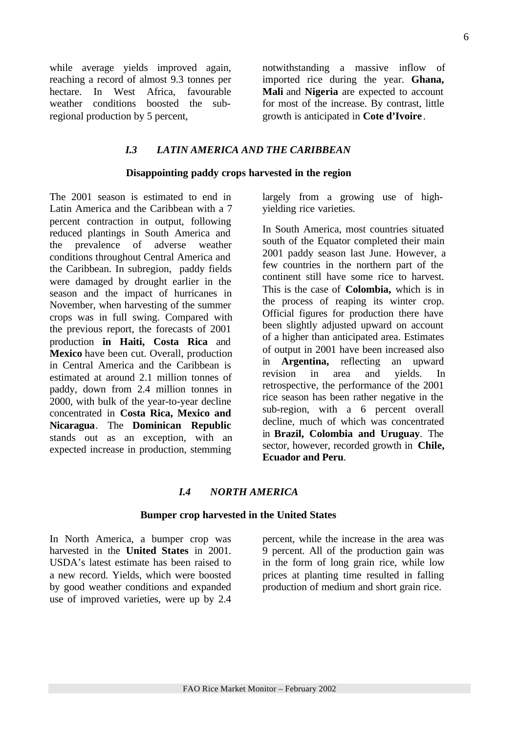while average yields improved again, reaching a record of almost 9.3 tonnes per hectare. In West Africa, favourable weather conditions boosted the sub-regional production by 5 percent, notwithstanding a massive inflow of imported rice during the year. **Ghana, Mali** and **Nigeria** are expected to account for most of the increase. By contrast, little growth is anticipated in **Cote d'Ivoire**.

### *I.3 LATIN AMERICA AND THE CARIBBEAN*

**Disappointing paddy crops harvested in the region**

The 2001 season is estimated to end in Latin America and the Caribbean with a 7 percent contraction in output, following reduced plantings in South America and the prevalence of adverse weather conditions throughout Central America and the Caribbean. In subregion, paddy fields were damaged by drought earlier in the season and the impact of hurricanes in November, when harvesting of the summer crops was in full swing. Compared with the previous report, the forecasts of 2001 production **in Haiti, Costa Rica** and **Mexico** have been cut. Overall, production in Central America and the Caribbean is estimated at around 2.1 million tonnes of paddy, down from 2.4 million tonnes in 2000, with bulk of the year-to-year decline concentrated in **Costa Rica, Mexico and Nicaragua**. The **Dominican Republic** stands out as an exception, with an expected increase in production, stemming largely from a growing use of high-yielding rice varieties.

In South America, most countries situated south of the Equator completed their main 2001 paddy season last June. However, a few countries in the northern part of the continent still have some rice to harvest. This is the case of **Colombia,** which is in the process of reaping its winter crop. Official figures for production there have been slightly adjusted upward on account of a higher than anticipated area. Estimates of output in 2001 have been increased also in **Argentina,** reflecting an upward revision in area and yields. In retrospective, the performance of the 2001 rice season has been rather negative in the sub-region, with a 6 percent overall decline, much of which was concentrated in **Brazil, Colombia and Uruguay**. The sector, however, recorded growth in **Chile, Ecuador and Peru**.

### *I.4 NORTH AMERICA*

**Bumper crop harvested in the United States**

In North America, a bumper crop was harvested in the **United States** in 2001. USDA's latest estimate has been raised to a new record. Yields, which were boosted by good weather conditions and expanded use of improved varieties, were up by 2.4 percent, while the increase in the area was 9 percent. All of the production gain was in the form of long grain rice, while low prices at planting time resulted in falling production of medium and short grain rice.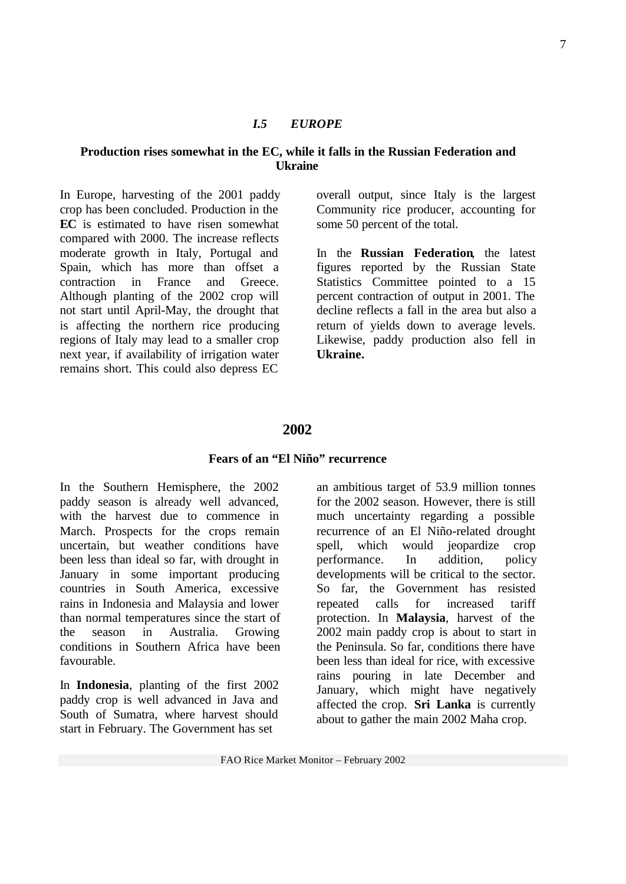### *I.5 EUROPE*

**Production rises somewhat in the EC, while it falls in the Russian Federation and Ukraine**

In Europe, harvesting of the 2001 paddy crop has been concluded. Production in the **EC** is estimated to have risen somewhat compared with 2000. The increase reflects moderate growth in Italy, Portugal and Spain, which has more than offset a contraction in France and Greece. Although planting of the 2002 crop will not start until April-May, the drought that is affecting the northern rice producing regions of Italy may lead to a smaller crop next year, if availability of irrigation water remains short. This could also depress EC overall output, since Italy is the largest Community rice producer, accounting for some 50 percent of the total.

In the **Russian Federation**, the latest figures reported by the Russian State Statistics Committee pointed to a 15 percent contraction of output in 2001. The decline reflects a fall in the area but also a return of yields down to average levels. Likewise, paddy production also fell in **Ukraine.**

## 2002

**Fears of an "El Niño" recurrence**

In the Southern Hemisphere, the 2002 paddy season is already well advanced, with the harvest due to commence in March. Prospects for the crops remain uncertain, but weather conditions have been less than ideal so far, with drought in January in some important producing countries in South America, excessive rains in Indonesia and Malaysia and lower than normal temperatures since the start of the season in Australia. Growing conditions in Southern Africa have been favourable.

In **Indonesia**, planting of the first 2002 paddy crop is well advanced in Java and South of Sumatra, where harvest should start in February. The Government has set an ambitious target of 53.9 million tonnes for the 2002 season. However, there is still much uncertainty regarding a possible recurrence of an El Niño-related drought spell, which would jeopardize crop performance. In addition, policy developments will be critical to the sector. So far, the Government has resisted repeated calls for increased tariff protection. In **Malaysia**, harvest of the 2002 main paddy crop is about to start in the Peninsula. So far, conditions there have been less than ideal for rice, with excessive rains pouring in late December and January, which might have negatively affected the crop. **Sri Lanka** is currently about to gather the main 2002 Maha crop.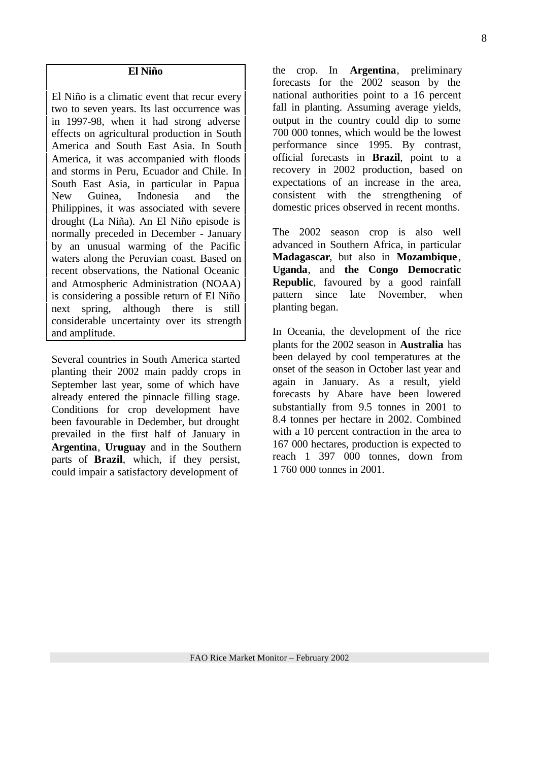**El Niño**

El Niño is a climatic event that recur every two to seven years. Its last occurrence was in 1997-98, when it had strong adverse effects on agricultural production in South America and South East Asia. In South America, it was accompanied with floods and storms in Peru, Ecuador and Chile. In South East Asia, in particular in Papua New Guinea, Indonesia and the Philippines, it was associated with severe drought (La Niña). An El Niño episode is normally preceded in December - January by an unusual warming of the Pacific waters along the Peruvian coast. Based on recent observations, the National Oceanic and Atmospheric Administration (NOAA) is considering a possible return of El Niño next spring, although there is still considerable uncertainty over its strength and amplitude.

Several countries in South America started planting their 2002 main paddy crops in September last year, some of which have already entered the pinnacle filling stage. Conditions for crop development have been favourable in Dedember, but drought prevailed in the first half of January in **Argentina**, **Uruguay** and in the Southern parts of **Brazil**, which, if they persist, could impair a satisfactory development of the crop. In **Argentina**, preliminary forecasts for the 2002 season by the national authorities point to a 16 percent fall in planting. Assuming average yields, output in the country could dip to some 700 000 tonnes, which would be the lowest performance since 1995. By contrast, official forecasts in **Brazil**, point to a recovery in 2002 production, based on expectations of an increase in the area, consistent with the strengthening of domestic prices observed in recent months.

The 2002 season crop is also well advanced in Southern Africa, in particular **Madagascar**, but also in **Mozambique**, **Uganda**, and **the Congo Democratic Republic**, favoured by a good rainfall pattern since late November, when planting began.

In Oceania, the development of the rice plants for the 2002 season in **Australia** has been delayed by cool temperatures at the onset of the season in October last year and again in January. As a result, yield forecasts by Abare have been lowered substantially from 9.5 tonnes in 2001 to 8.4 tonnes per hectare in 2002. Combined with a 10 percent contraction in the area to 167 000 hectares, production is expected to reach 1 397 000 tonnes, down from 1 760 000 tonnes in 2001.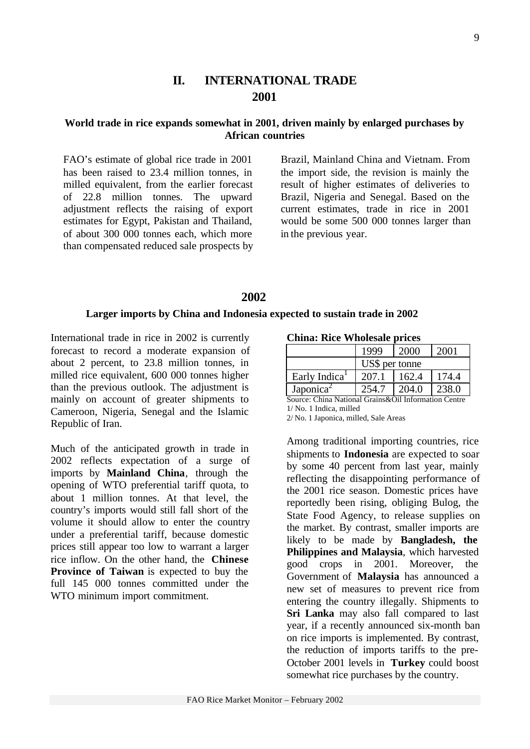# II. INTERNATIONAL TRADE

## 2001

### World trade in rice expands somewhat in 2001, driven mainly by enlarged purchases by African countries

FAO's estimate of global rice trade in 2001 has been raised to 23.4 million tonnes, in milled equivalent, from the earlier forecast of 22.8 million tonnes. The upward adjustment reflects the raising of export estimates for Egypt, Pakistan and Thailand, of about 300 000 tonnes each, which more than compensated reduced sale prospects by Brazil, Mainland China and Vietnam. From the import side, the revision is mainly the result of higher estimates of deliveries to Brazil, Nigeria and Senegal. Based on the current estimates, trade in rice in 2001 would be some 500 000 tonnes larger than in the previous year.

## 2002

### Larger imports by China and Indonesia expected to sustain trade in 2002

International trade in rice in 2002 is currently forecast to record a moderate expansion of about 2 percent, to 23.8 million tonnes, in milled rice equivalent, 600 000 tonnes higher than the previous outlook. The adjustment is mainly on account of greater shipments to Cameroon, Nigeria, Senegal and the Islamic Republic of Iran.

Much of the anticipated growth in trade in 2002 reflects expectation of a surge of imports by **Mainland China**, through the opening of WTO preferential tariff quota, to about 1 million tonnes. At that level, the country's imports would still fall short of the volume it should allow to enter the country under a preferential tariff, because domestic prices still appear too low to warrant a larger rice inflow. On the other hand, the **Chinese Province of Taiwan** is expected to buy the full 145 000 tonnes committed under the WTO minimum import commitment.

**China: Rice Wholesale prices**

| | 1999 | 2000 | 2001 |
|---|---|---|---|
| | US$ per tonne | | |
| Early Indica[1] | 207.1 | 162.4 | 174.4 |
| Japonica[2] | 254.7 | 204.0 | 238.0 |

Source: China National Grains&Oil Information Centre
1/ No. 1 Indica, milled
2/ No. 1 Japonica, milled, Sale Areas

Among traditional importing countries, rice shipments to **Indonesia** are expected to soar by some 40 percent from last year, mainly reflecting the disappointing performance of the 2001 rice season. Domestic prices have reportedly been rising, obliging Bulog, the State Food Agency, to release supplies on the market. By contrast, smaller imports are likely to be made by **Bangladesh, the Philippines and Malaysia**, which harvested good crops in 2001. Moreover, the Government of **Malaysia** has announced a new set of measures to prevent rice from entering the country illegally. Shipments to **Sri Lanka** may also fall compared to last year, if a recently announced six-month ban on rice imports is implemented. By contrast, the reduction of imports tariffs to the pre-October 2001 levels in **Turkey** could boost somewhat rice purchases by the country.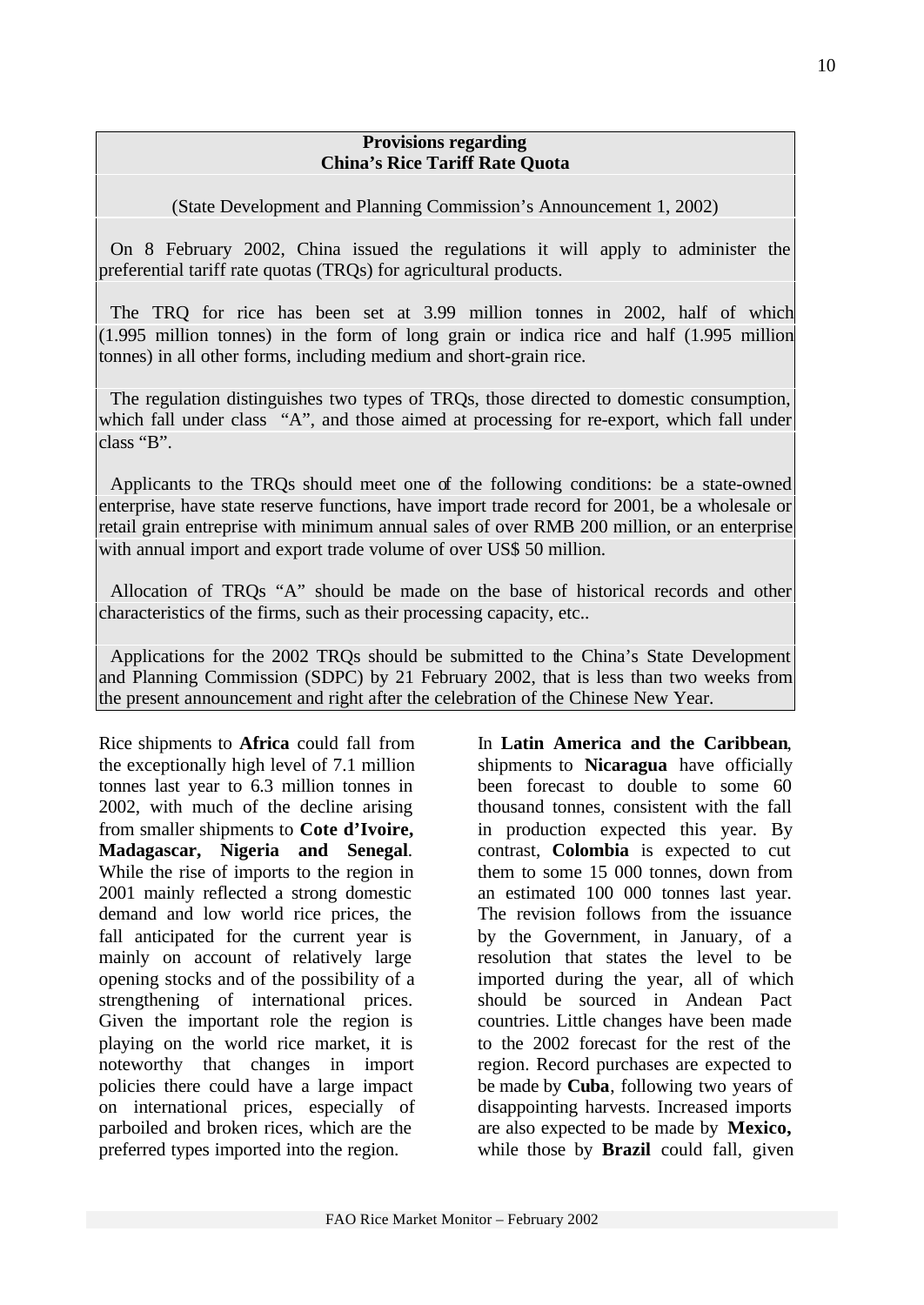**Provisions regarding**
**China's Rice Tariff Rate Quota**

(State Development and Planning Commission's Announcement 1, 2002)

On 8 February 2002, China issued the regulations it will apply to administer the preferential tariff rate quotas (TRQs) for agricultural products.

The TRQ for rice has been set at 3.99 million tonnes in 2002, half of which (1.995 million tonnes) in the form of long grain or indica rice and half (1.995 million tonnes) in all other forms, including medium and short-grain rice.

The regulation distinguishes two types of TRQs, those directed to domestic consumption, which fall under class "A", and those aimed at processing for re-export, which fall under class "B".

Applicants to the TRQs should meet one of the following conditions: be a state-owned enterprise, have state reserve functions, have import trade record for 2001, be a wholesale or retail grain entreprise with minimum annual sales of over RMB 200 million, or an enterprise with annual import and export trade volume of over US$ 50 million.

Allocation of TRQs "A" should be made on the base of historical records and other characteristics of the firms, such as their processing capacity, etc..

Applications for the 2002 TRQs should be submitted to the China's State Development and Planning Commission (SDPC) by 21 February 2002, that is less than two weeks from the present announcement and right after the celebration of the Chinese New Year.

Rice shipments to **Africa** could fall from the exceptionally high level of 7.1 million tonnes last year to 6.3 million tonnes in 2002, with much of the decline arising from smaller shipments to **Cote d'Ivoire, Madagascar, Nigeria and Senegal**. While the rise of imports to the region in 2001 mainly reflected a strong domestic demand and low world rice prices, the fall anticipated for the current year is mainly on account of relatively large opening stocks and of the possibility of a strengthening of international prices. Given the important role the region is playing on the world rice market, it is noteworthy that changes in import policies there could have a large impact on international prices, especially of parboiled and broken rices, which are the preferred types imported into the region.

In **Latin America and the Caribbean**, shipments to **Nicaragua** have officially been forecast to double to some 60 thousand tonnes, consistent with the fall in production expected this year. By contrast, **Colombia** is expected to cut them to some 15 000 tonnes, down from an estimated 100 000 tonnes last year. The revision follows from the issuance by the Government, in January, of a resolution that states the level to be imported during the year, all of which should be sourced in Andean Pact countries. Little changes have been made to the 2002 forecast for the rest of the region. Record purchases are expected to be made by **Cuba**, following two years of disappointing harvests. Increased imports are also expected to be made by **Mexico,** while those by **Brazil** could fall, given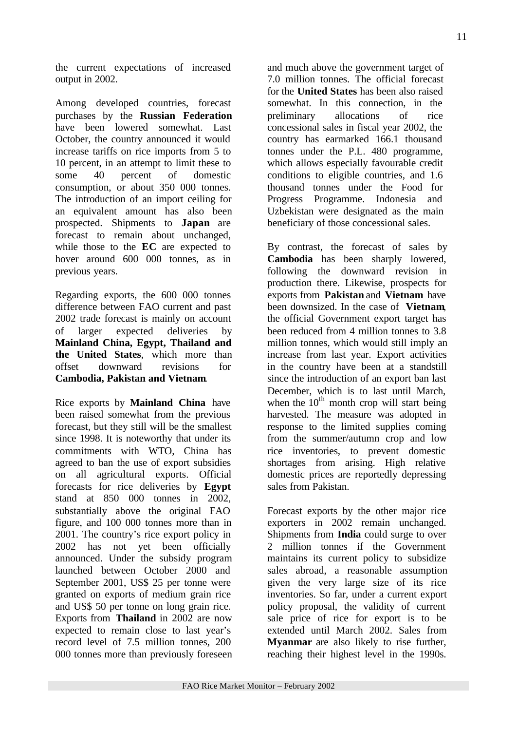the current expectations of increased output in 2002.

Among developed countries, forecast purchases by the **Russian Federation** have been lowered somewhat. Last October, the country announced it would increase tariffs on rice imports from 5 to 10 percent, in an attempt to limit these to some 40 percent of domestic consumption, or about 350 000 tonnes. The introduction of an import ceiling for an equivalent amount has also been prospected. Shipments to **Japan** are forecast to remain about unchanged, while those to the **EC** are expected to hover around 600 000 tonnes, as in previous years.

Regarding exports, the 600 000 tonnes difference between FAO current and past 2002 trade forecast is mainly on account of larger expected deliveries by **Mainland China, Egypt, Thailand and the United States**, which more than offset downward revisions for **Cambodia, Pakistan and Vietnam**.

Rice exports by **Mainland China** have been raised somewhat from the previous forecast, but they still will be the smallest since 1998. It is noteworthy that under its commitments with WTO, China has agreed to ban the use of export subsidies on all agricultural exports. Official forecasts for rice deliveries by **Egypt** stand at 850 000 tonnes in 2002, substantially above the original FAO figure, and 100 000 tonnes more than in 2001. The country's rice export policy in 2002 has not yet been officially announced. Under the subsidy program launched between October 2000 and September 2001, US$ 25 per tonne were granted on exports of medium grain rice and US$ 50 per tonne on long grain rice. Exports from **Thailand** in 2002 are now expected to remain close to last year's record level of 7.5 million tonnes, 200 000 tonnes more than previously foreseen and much above the government target of 7.0 million tonnes. The official forecast for the **United States** has been also raised somewhat. In this connection, in the preliminary allocations of rice concessional sales in fiscal year 2002, the country has earmarked 166.1 thousand tonnes under the P.L. 480 programme, which allows especially favourable credit conditions to eligible countries, and 1.6 thousand tonnes under the Food for Progress Programme. Indonesia and Uzbekistan were designated as the main beneficiary of those concessional sales.

By contrast, the forecast of sales by **Cambodia** has been sharply lowered, following the downward revision in production there. Likewise, prospects for exports from **Pakistan** and **Vietnam** have been downsized. In the case of **Vietnam**, the official Government export target has been reduced from 4 million tonnes to 3.8 million tonnes, which would still imply an increase from last year. Export activities in the country have been at a standstill since the introduction of an export ban last December, which is to last until March, when the 10th month crop will start being harvested. The measure was adopted in response to the limited supplies coming from the summer/autumn crop and low rice inventories, to prevent domestic shortages from arising. High relative domestic prices are reportedly depressing sales from Pakistan.

Forecast exports by the other major rice exporters in 2002 remain unchanged. Shipments from **India** could surge to over 2 million tonnes if the Government maintains its current policy to subsidize sales abroad, a reasonable assumption given the very large size of its rice inventories. So far, under a current export policy proposal, the validity of current sale price of rice for export is to be extended until March 2002. Sales from **Myanmar** are also likely to rise further, reaching their highest level in the 1990s.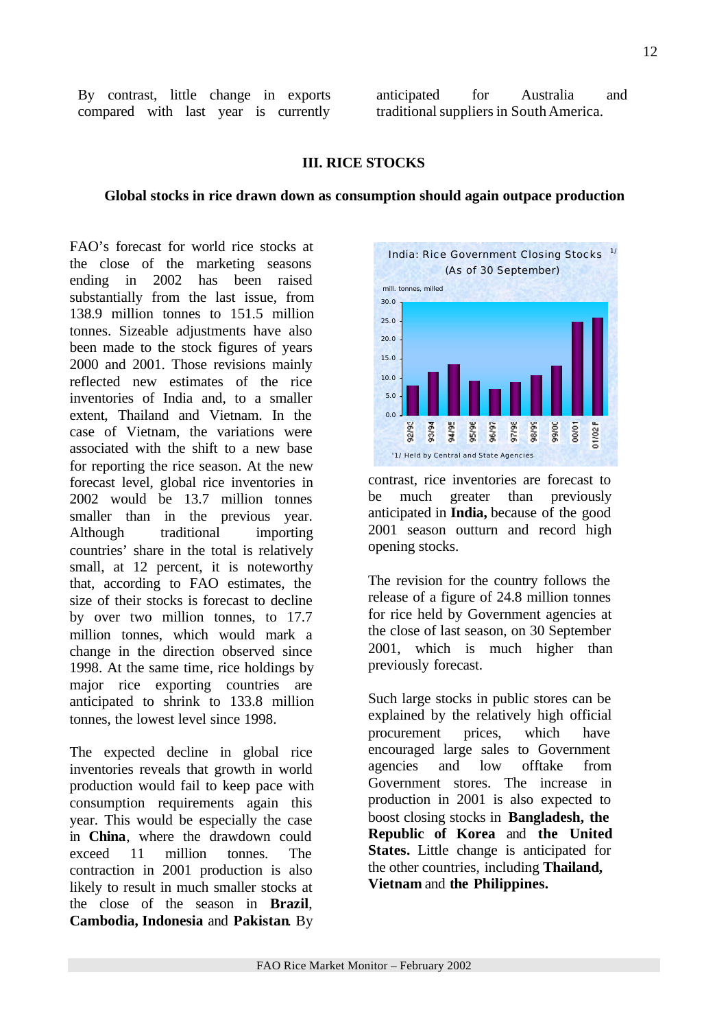By contrast, little change in exports compared with last year is currently anticipated for Australia and traditional suppliers in South America.

## III. RICE STOCKS

### Global stocks in rice drawn down as consumption should again outpace production

FAO's forecast for world rice stocks at the close of the marketing seasons ending in 2002 has been raised substantially from the last issue, from 138.9 million tonnes to 151.5 million tonnes. Sizeable adjustments have also been made to the stock figures of years 2000 and 2001. Those revisions mainly reflected new estimates of the rice inventories of India and, to a smaller extent, Thailand and Vietnam. In the case of Vietnam, the variations were associated with the shift to a new base for reporting the rice season. At the new forecast level, global rice inventories in 2002 would be 13.7 million tonnes smaller than in the previous year. Although traditional importing countries' share in the total is relatively small, at 12 percent, it is noteworthy that, according to FAO estimates, the size of their stocks is forecast to decline by over two million tonnes, to 17.7 million tonnes, which would mark a change in the direction observed since 1998. At the same time, rice holdings by major rice exporting countries are anticipated to shrink to 133.8 million tonnes, the lowest level since 1998.

The expected decline in global rice inventories reveals that growth in world production would fail to keep pace with consumption requirements again this year. This would be especially the case in **China**, where the drawdown could exceed 11 million tonnes. The contraction in 2001 production is also likely to result in much smaller stocks at the close of the season in **Brazil**, **Cambodia, Indonesia** and **Pakistan**. By contrast, rice inventories are forecast to be much greater than previously anticipated in **India,** because of the good 2001 season outturn and record high opening stocks.

India: Rice Government Closing Stocks [1/]
(As of 30 September)

mill. tonnes, milled

1/ Held by Central and State Agencies

The revision for the country follows the release of a figure of 24.8 million tonnes for rice held by Government agencies at the close of last season, on 30 September 2001, which is much higher than previously forecast.

Such large stocks in public stores can be explained by the relatively high official procurement prices, which have encouraged large sales to Government agencies and low offtake from Government stores. The increase in production in 2001 is also expected to boost closing stocks in **Bangladesh, the Republic of Korea** and **the United States.** Little change is anticipated for the other countries, including **Thailand, Vietnam** and **the Philippines.**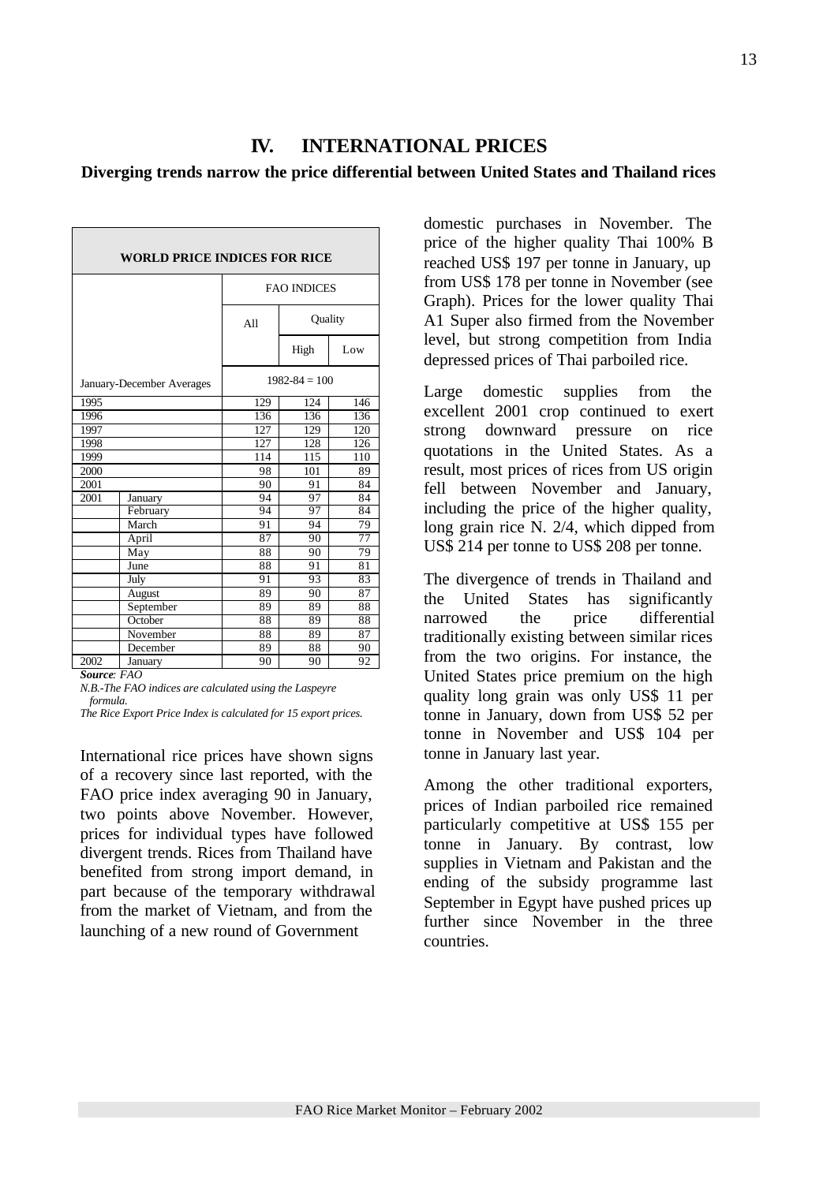# IV. INTERNATIONAL PRICES

## Diverging trends narrow the price differential between United States and Thailand rices

| WORLD PRICE INDICES FOR RICE | | | | |
|---|---|---|---|---|
| | | FAO INDICES | | |
| | | All | Quality | |
| | | | High | Low |
| January-December Averages | | 1982-84 = 100 | | |
| 1995 | | 129 | 124 | 146 |
| 1996 | | 136 | 136 | 136 |
| 1997 | | 127 | 129 | 120 |
| 1998 | | 127 | 128 | 126 |
| 1999 | | 114 | 115 | 110 |
| 2000 | | 98 | 101 | 89 |
| 2001 | | 90 | 91 | 84 |
| 2001 | January | 94 | 97 | 84 |
| | February | 94 | 97 | 84 |
| | March | 91 | 94 | 79 |
| | April | 87 | 90 | 77 |
| | May | 88 | 90 | 79 |
| | June | 88 | 91 | 81 |
| | July | 91 | 93 | 83 |
| | August | 89 | 90 | 87 |
| | September | 89 | 89 | 88 |
| | October | 88 | 89 | 88 |
| | November | 88 | 89 | 87 |
| | December | 89 | 88 | 90 |
| 2002 | January | 90 | 90 | 92 |

***Source**: FAO*

*N.B.-The FAO indices are calculated using the Laspeyre formula.*

*The Rice Export Price Index is calculated for 15 export prices.*

International rice prices have shown signs of a recovery since last reported, with the FAO price index averaging 90 in January, two points above November. However, prices for individual types have followed divergent trends. Rices from Thailand have benefited from strong import demand, in part because of the temporary withdrawal from the market of Vietnam, and from the launching of a new round of Government domestic purchases in November. The price of the higher quality Thai 100% B reached US$ 197 per tonne in January, up from US$ 178 per tonne in November (see Graph). Prices for the lower quality Thai A1 Super also firmed from the November level, but strong competition from India depressed prices of Thai parboiled rice.

Large domestic supplies from the excellent 2001 crop continued to exert strong downward pressure on rice quotations in the United States. As a result, most prices of rices from US origin fell between November and January, including the price of the higher quality, long grain rice N. 2/4, which dipped from US$ 214 per tonne to US$ 208 per tonne.

The divergence of trends in Thailand and the United States has significantly narrowed the price differential traditionally existing between similar rices from the two origins. For instance, the United States price premium on the high quality long grain was only US$ 11 per tonne in January, down from US$ 52 per tonne in November and US$ 104 per tonne in January last year.

Among the other traditional exporters, prices of Indian parboiled rice remained particularly competitive at US$ 155 per tonne in January. By contrast, low supplies in Vietnam and Pakistan and the ending of the subsidy programme last September in Egypt have pushed prices up further since November in the three countries.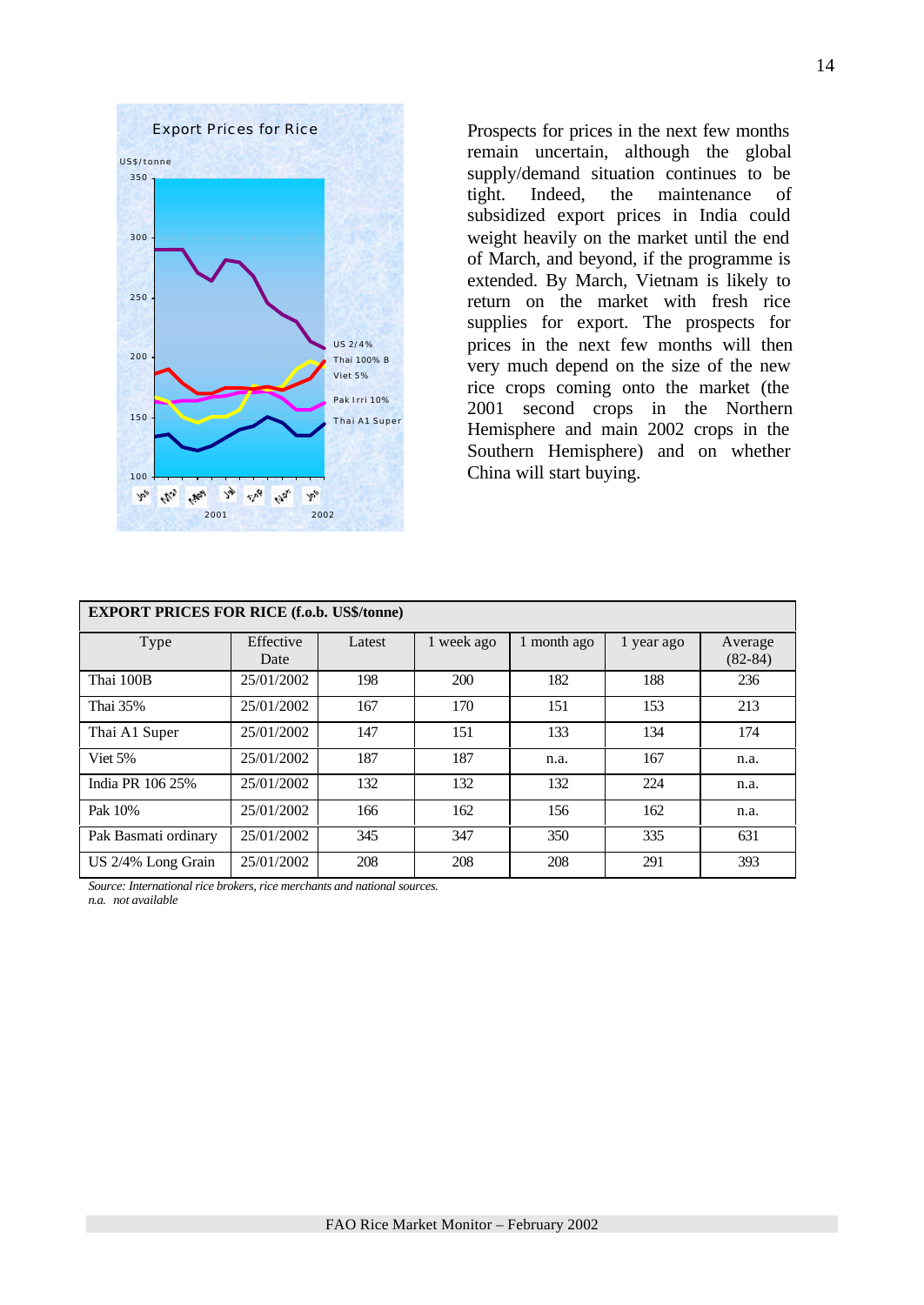Export Prices for Rice

US$/tonne

US 2/4%
Thai 100% B
Viet 5%
Pak Irri 10%
Thai A1 Super

2001 2002

Prospects for prices in the next few months remain uncertain, although the global supply/demand situation continues to be tight. Indeed, the maintenance of subsidized export prices in India could weight heavily on the market until the end of March, and beyond, if the programme is extended. By March, Vietnam is likely to return on the market with fresh rice supplies for export. The prospects for prices in the next few months will then very much depend on the size of the new rice crops coming onto the market (the 2001 second crops in the Northern Hemisphere and main 2002 crops in the Southern Hemisphere) and on whether China will start buying.

**EXPORT PRICES FOR RICE (f.o.b. US$/tonne)**

| Type | Effective Date | Latest | 1 week ago | 1 month ago | 1 year ago | Average (82-84) |
|---|---|---|---|---|---|---|
| Thai 100B | 25/01/2002 | 198 | 200 | 182 | 188 | 236 |
| Thai 35% | 25/01/2002 | 167 | 170 | 151 | 153 | 213 |
| Thai A1 Super | 25/01/2002 | 147 | 151 | 133 | 134 | 174 |
| Viet 5% | 25/01/2002 | 187 | 187 | n.a. | 167 | n.a. |
| India PR 106 25% | 25/01/2002 | 132 | 132 | 132 | 224 | n.a. |
| Pak 10% | 25/01/2002 | 166 | 162 | 156 | 162 | n.a. |
| Pak Basmati ordinary | 25/01/2002 | 345 | 347 | 350 | 335 | 631 |
| US 2/4% Long Grain | 25/01/2002 | 208 | 208 | 208 | 291 | 393 |

*Source: International rice brokers, rice merchants and national sources.*
*n.a. not available*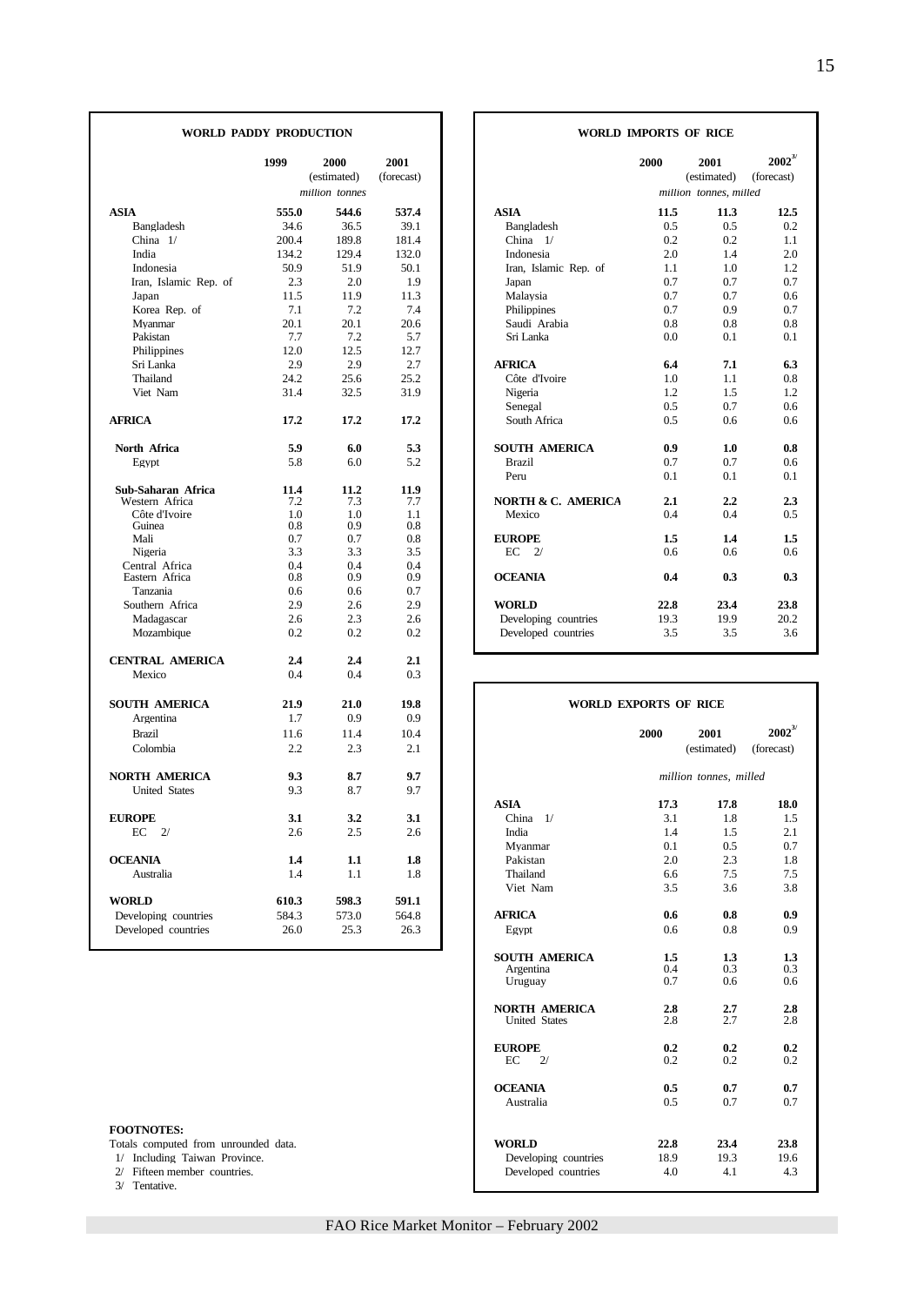## WORLD PADDY PRODUCTION

| | 1999 | 2000 (estimated) | 2001 (forecast) |
|---|---|---|---|
| | | *million tonnes* | |
| **ASIA** | **555.0** | **544.6** | **537.4** |
| Bangladesh | 34.6 | 36.5 | 39.1 |
| China 1/ | 200.4 | 189.8 | 181.4 |
| India | 134.2 | 129.4 | 132.0 |
| Indonesia | 50.9 | 51.9 | 50.1 |
| Iran, Islamic Rep. of | 2.3 | 2.0 | 1.9 |
| Japan | 11.5 | 11.9 | 11.3 |
| Korea Rep. of | 7.1 | 7.2 | 7.4 |
| Myanmar | 20.1 | 20.1 | 20.6 |
| Pakistan | 7.7 | 7.2 | 5.7 |
| Philippines | 12.0 | 12.5 | 12.7 |
| Sri Lanka | 2.9 | 2.9 | 2.7 |
| Thailand | 24.2 | 25.6 | 25.2 |
| Viet Nam | 31.4 | 32.5 | 31.9 |
| **AFRICA** | **17.2** | **17.2** | **17.2** |
| **North Africa** | **5.9** | **6.0** | **5.3** |
| Egypt | 5.8 | 6.0 | 5.2 |
| **Sub-Saharan Africa** | **11.4** | **11.2** | **11.9** |
| Western Africa | 7.2 | 7.3 | 7.7 |
| Côte d'Ivoire | 1.0 | 1.0 | 1.1 |
| Guinea | 0.8 | 0.9 | 0.8 |
| Mali | 0.7 | 0.7 | 0.8 |
| Nigeria | 3.3 | 3.3 | 3.5 |
| Central Africa | 0.4 | 0.4 | 0.4 |
| Eastern Africa | 0.8 | 0.9 | 0.9 |
| Tanzania | 0.6 | 0.6 | 0.7 |
| Southern Africa | 2.9 | 2.6 | 2.9 |
| Madagascar | 2.6 | 2.3 | 2.6 |
| Mozambique | 0.2 | 0.2 | 0.2 |
| **CENTRAL AMERICA** | **2.4** | **2.4** | **2.1** |
| Mexico | 0.4 | 0.4 | 0.3 |
| **SOUTH AMERICA** | **21.9** | **21.0** | **19.8** |
| Argentina | 1.7 | 0.9 | 0.9 |
| Brazil | 11.6 | 11.4 | 10.4 |
| Colombia | 2.2 | 2.3 | 2.1 |
| **NORTH AMERICA** | **9.3** | **8.7** | **9.7** |
| United States | 9.3 | 8.7 | 9.7 |
| **EUROPE** | **3.1** | **3.2** | **3.1** |
| EC 2/ | 2.6 | 2.5 | 2.6 |
| **OCEANIA** | **1.4** | **1.1** | **1.8** |
| Australia | 1.4 | 1.1 | 1.8 |
| **WORLD** | **610.3** | **598.3** | **591.1** |
| Developing countries | 584.3 | 573.0 | 564.8 |
| Developed countries | 26.0 | 25.3 | 26.3 |

## WORLD IMPORTS OF RICE

| | 2000 | 2001 (estimated) | 2002 3/ (forecast) |
|---|---|---|---|
| | | *million tonnes, milled* | |
| **ASIA** | **11.5** | **11.3** | **12.5** |
| Bangladesh | 0.5 | 0.5 | 0.2 |
| China 1/ | 0.2 | 0.2 | 1.1 |
| Indonesia | 2.0 | 1.4 | 2.0 |
| Iran, Islamic Rep. of | 1.1 | 1.0 | 1.2 |
| Japan | 0.7 | 0.7 | 0.7 |
| Malaysia | 0.7 | 0.7 | 0.6 |
| Philippines | 0.7 | 0.9 | 0.7 |
| Saudi Arabia | 0.8 | 0.8 | 0.8 |
| Sri Lanka | 0.0 | 0.1 | 0.1 |
| **AFRICA** | **6.4** | **7.1** | **6.3** |
| Côte d'Ivoire | 1.0 | 1.1 | 0.8 |
| Nigeria | 1.2 | 1.5 | 1.2 |
| Senegal | 0.5 | 0.7 | 0.6 |
| South Africa | 0.5 | 0.6 | 0.6 |
| **SOUTH AMERICA** | **0.9** | **1.0** | **0.8** |
| Brazil | 0.7 | 0.7 | 0.6 |
| Peru | 0.1 | 0.1 | 0.1 |
| **NORTH & C. AMERICA** | **2.1** | **2.2** | **2.3** |
| Mexico | 0.4 | 0.4 | 0.5 |
| **EUROPE** | **1.5** | **1.4** | **1.5** |
| EC 2/ | 0.6 | 0.6 | 0.6 |
| **OCEANIA** | **0.4** | **0.3** | **0.3** |
| **WORLD** | **22.8** | **23.4** | **23.8** |
| Developing countries | 19.3 | 19.9 | 20.2 |
| Developed countries | 3.5 | 3.5 | 3.6 |

## WORLD EXPORTS OF RICE

| | 2000 | 2001 (estimated) | 2002 3/ (forecast) |
|---|---|---|---|
| | | *million tonnes, milled* | |
| **ASIA** | **17.3** | **17.8** | **18.0** |
| China 1/ | 3.1 | 1.8 | 1.5 |
| India | 1.4 | 1.5 | 2.1 |
| Myanmar | 0.1 | 0.5 | 0.7 |
| Pakistan | 2.0 | 2.3 | 1.8 |
| Thailand | 6.6 | 7.5 | 7.5 |
| Viet Nam | 3.5 | 3.6 | 3.8 |
| **AFRICA** | **0.6** | **0.8** | **0.9** |
| Egypt | 0.6 | 0.8 | 0.9 |
| **SOUTH AMERICA** | **1.5** | **1.3** | **1.3** |
| Argentina | 0.4 | 0.3 | 0.3 |
| Uruguay | 0.7 | 0.6 | 0.6 |
| **NORTH AMERICA** | **2.8** | **2.7** | **2.8** |
| United States | 2.8 | 2.7 | 2.8 |
| **EUROPE** | **0.2** | **0.2** | **0.2** |
| EC 2/ | 0.2 | 0.2 | 0.2 |
| **OCEANIA** | **0.5** | **0.7** | **0.7** |
| Australia | 0.5 | 0.7 | 0.7 |
| **WORLD** | **22.8** | **23.4** | **23.8** |
| Developing countries | 18.9 | 19.3 | 19.6 |
| Developed countries | 4.0 | 4.1 | 4.3 |

**FOOTNOTES:**

Totals computed from unrounded data.

1/ Including Taiwan Province.

2/ Fifteen member countries.

3/ Tentative.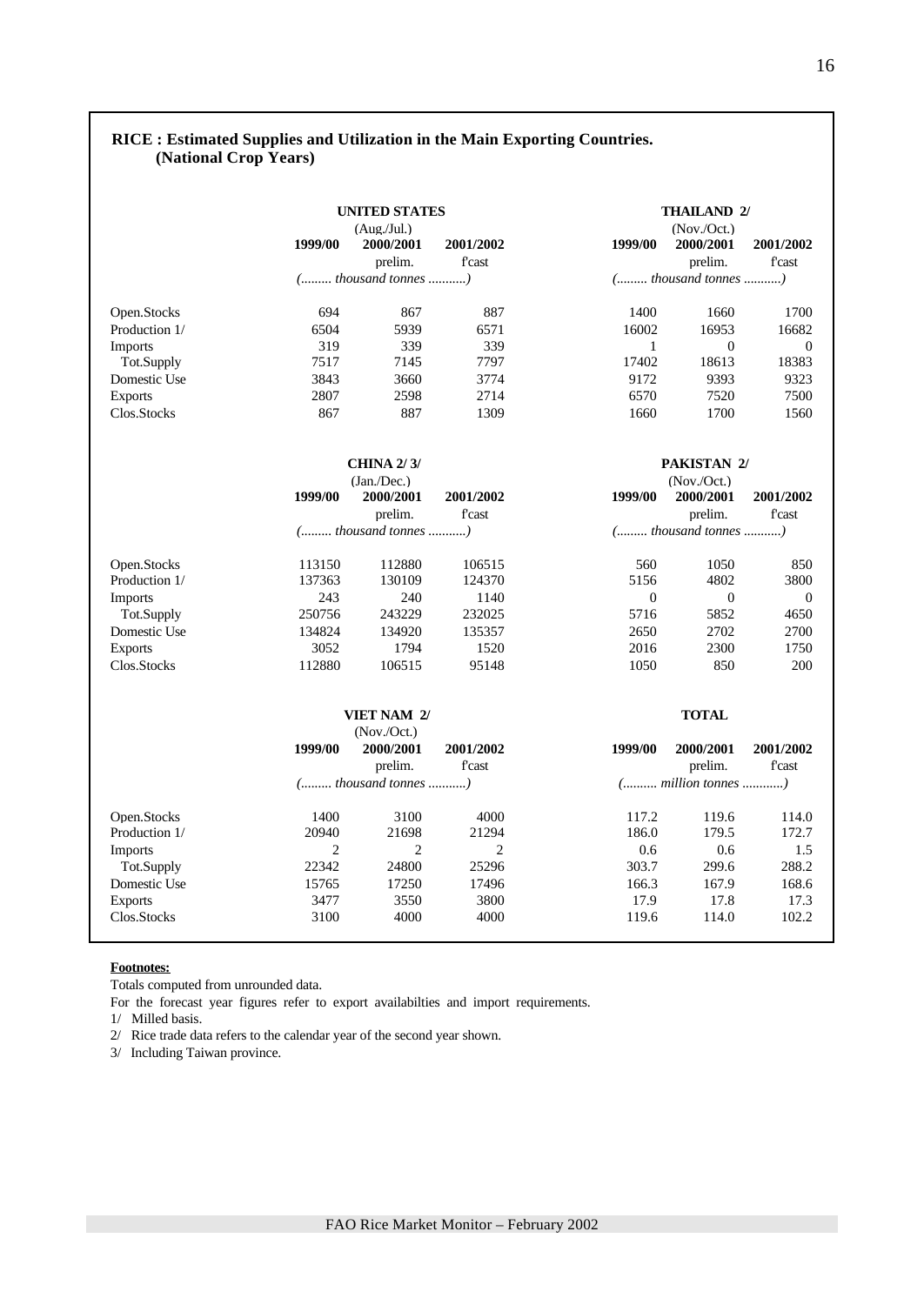**RICE : Estimated Supplies and Utilization in the Main Exporting Countries. (National Crop Years)**

| | UNITED STATES (Aug./Jul.) | | | THAILAND 2/ (Nov./Oct.) | | |
|---|---|---|---|---|---|---|
| | 1999/00 | 2000/2001 prelim. | 2001/2002 f'cast | 1999/00 | 2000/2001 prelim. | 2001/2002 f'cast |
| | *(......... thousand tonnes ...........)* | | | *(......... thousand tonnes ...........)* | | |
| Open.Stocks | 694 | 867 | 887 | 1400 | 1660 | 1700 |
| Production 1/ | 6504 | 5939 | 6571 | 16002 | 16953 | 16682 |
| Imports | 319 | 339 | 339 | 1 | 0 | 0 |
| Tot.Supply | 7517 | 7145 | 7797 | 17402 | 18613 | 18383 |
| Domestic Use | 3843 | 3660 | 3774 | 9172 | 9393 | 9323 |
| Exports | 2807 | 2598 | 2714 | 6570 | 7520 | 7500 |
| Clos.Stocks | 867 | 887 | 1309 | 1660 | 1700 | 1560 |

| | CHINA 2/ 3/ (Jan./Dec.) | | | PAKISTAN 2/ (Nov./Oct.) | | |
|---|---|---|---|---|---|---|
| | 1999/00 | 2000/2001 prelim. | 2001/2002 f'cast | 1999/00 | 2000/2001 prelim. | 2001/2002 f'cast |
| | *(......... thousand tonnes ...........)* | | | *(......... thousand tonnes ...........)* | | |
| Open.Stocks | 113150 | 112880 | 106515 | 560 | 1050 | 850 |
| Production 1/ | 137363 | 130109 | 124370 | 5156 | 4802 | 3800 |
| Imports | 243 | 240 | 1140 | 0 | 0 | 0 |
| Tot.Supply | 250756 | 243229 | 232025 | 5716 | 5852 | 4650 |
| Domestic Use | 134824 | 134920 | 135357 | 2650 | 2702 | 2700 |
| Exports | 3052 | 1794 | 1520 | 2016 | 2300 | 1750 |
| Clos.Stocks | 112880 | 106515 | 95148 | 1050 | 850 | 200 |

| | VIET NAM 2/ (Nov./Oct.) | | | TOTAL | | |
|---|---|---|---|---|---|---|
| | 1999/00 | 2000/2001 prelim. | 2001/2002 f'cast | 1999/00 | 2000/2001 prelim. | 2001/2002 f'cast |
| | *(......... thousand tonnes ...........)* | | | *(.......... million tonnes ............)* | | |
| Open.Stocks | 1400 | 3100 | 4000 | 117.2 | 119.6 | 114.0 |
| Production 1/ | 20940 | 21698 | 21294 | 186.0 | 179.5 | 172.7 |
| Imports | 2 | 2 | 2 | 0.6 | 0.6 | 1.5 |
| Tot.Supply | 22342 | 24800 | 25296 | 303.7 | 299.6 | 288.2 |
| Domestic Use | 15765 | 17250 | 17496 | 166.3 | 167.9 | 168.6 |
| Exports | 3477 | 3550 | 3800 | 17.9 | 17.8 | 17.3 |
| Clos.Stocks | 3100 | 4000 | 4000 | 119.6 | 114.0 | 102.2 |

**Footnotes:**

Totals computed from unrounded data.

For the forecast year figures refer to export availabilties and import requirements.

1/ Milled basis.

2/ Rice trade data refers to the calendar year of the second year shown.

3/ Including Taiwan province.